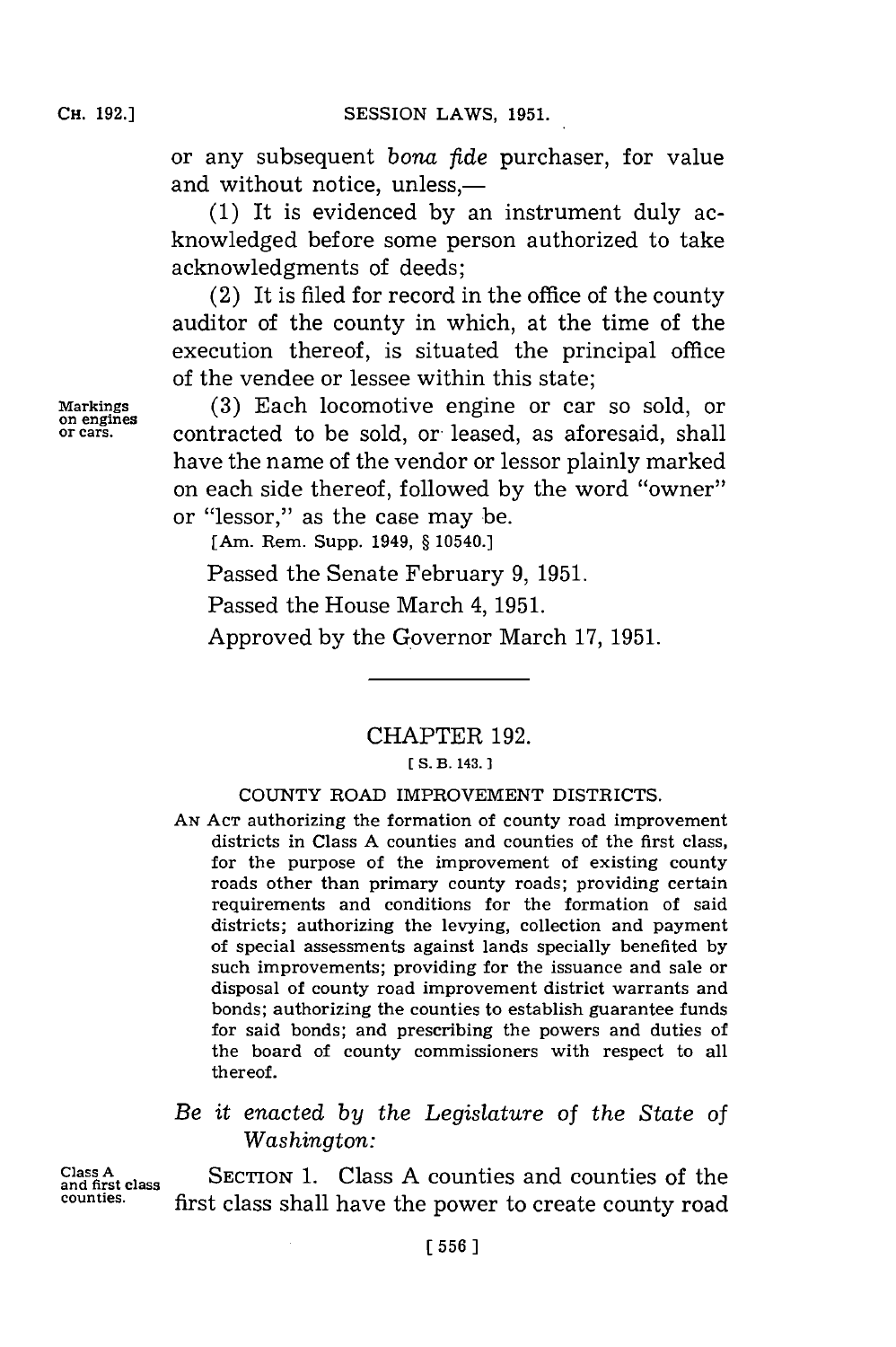or any subsequent *bona fide* purchaser, for value and without notice, unless,—

(1) It is evidenced by an instrument duly acknowledged before some person authorized to take acknowledgments of deeds;

(2) It is filed for record in the office of the county auditor of the county in which, at the time of the execution thereof, is situated the principal office of the vendee or lessee within this state;

Markings on engines or cars.

(3) Each locomotive engine or car so sold, or contracted to be sold, or leased, as aforesaid, shall have the name of the vendor or lessor plainly marked on each side thereof, followed by the word "owner" or "lessor," as the case may be.

[Am. Rem. Supp. 1949, § 10540.]

Passed the Senate February 9, 1951.

Passed the House March 4, 1951.

Approved by the Governor March 17, 1951.

## CHAPTER 192.

[S. B. 143.]

### COUNTY ROAD IMPROVEMENT DISTRICTS.

AN ACT authorizing the formation of county road improvement districts in Class A counties and counties of the first class, for the purpose of the improvement of existing county roads other than primary county roads; providing certain requirements and conditions for the formation of said districts; authorizing the levying, collection and payment of special assessments against lands specially benefited by such improvements; providing for the issuance and sale or disposal of county road improvement district warrants and bonds; authorizing the counties to establish guarantee funds for said bonds; and prescribing the powers and duties of the board of county commissioners with respect to all thereof.

*Be it enacted by the Legislature of the State of Washington:*

Class A and first class counties.

SECTION 1. Class A counties and counties of the first class shall have the power to create county road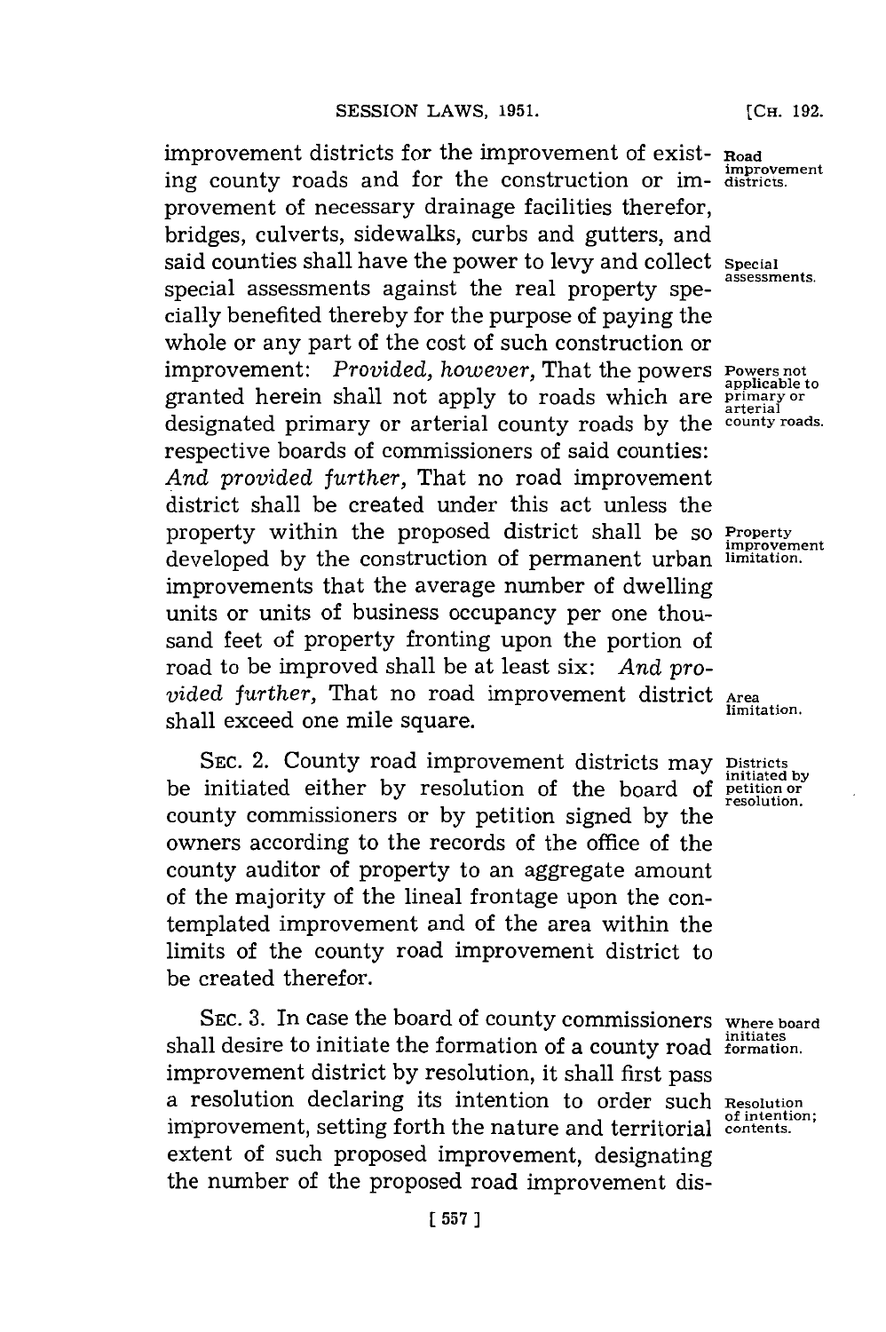improvement districts for the improvement of existing county roads and for the construction or improvement of necessary drainage facilities therefor, bridges, culverts, sidewalks, curbs and gutters, and said counties shall have the power to levy and collect special assessments against the real property specially benefited thereby for the purpose of paying the whole or any part of the cost of such construction or improvement: *Provided, however,* That the powers granted herein shall not apply to roads which are designated primary or arterial county roads by the respective boards of commissioners of said counties: *And provided further,* That no road improvement district shall be created under this act unless the property within the proposed district shall be so developed by the construction of permanent urban improvements that the average number of dwelling units or units of business occupancy per one thousand feet of property fronting upon the portion of road to be improved shall be at least six: *And provided further,* That no road improvement district shall exceed one mile square.

Road improvement districts.

Special assessments.

Powers not applicable to primary or arterial county roads.

Property improvement limitation.

Area limitation.

SEC. 2. County road improvement districts may be initiated either by resolution of the board of county commissioners or by petition signed by the owners according to the records of the office of the county auditor of property to an aggregate amount of the majority of the lineal frontage upon the contemplated improvement and of the area within the limits of the county road improvement district to be created therefor.

Districts initiated by petition or resolution.

SEC. 3. In case the board of county commissioners shall desire to initiate the formation of a county road improvement district by resolution, it shall first pass a resolution declaring its intention to order such improvement, setting forth the nature and territorial extent of such proposed improvement, designating the number of the proposed road improvement dis-

Where board initiates formation.

Resolution of intention; contents.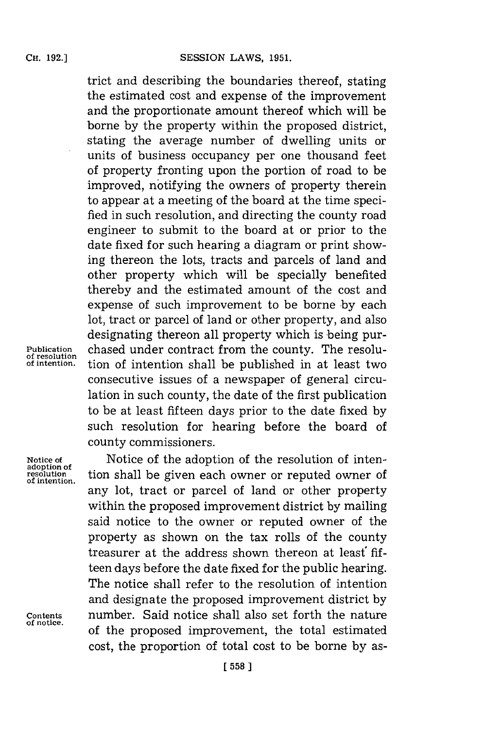trict and describing the boundaries thereof, stating the estimated cost and expense of the improvement and the proportionate amount thereof which will be borne by the property within the proposed district, stating the average number of dwelling units or units of business occupancy per one thousand feet of property fronting upon the portion of road to be improved, notifying the owners of property therein to appear at a meeting of the board at the time specified in such resolution, and directing the county road engineer to submit to the board at or prior to the date fixed for such hearing a diagram or print showing thereon the lots, tracts and parcels of land and other property which will be specially benefited thereby and the estimated amount of the cost and expense of such improvement to be borne by each lot, tract or parcel of land or other property, and also designating thereon all property which is being purchased under contract from the county. The resolution of intention shall be published in at least two consecutive issues of a newspaper of general circulation in such county, the date of the first publication to be at least fifteen days prior to the date fixed by such resolution for hearing before the board of county commissioners.

*Publication of resolution of intention.*

Notice of the adoption of the resolution of intention shall be given each owner or reputed owner of any lot, tract or parcel of land or other property within the proposed improvement district by mailing said notice to the owner or reputed owner of the property as shown on the tax rolls of the county treasurer at the address shown thereon at least fifteen days before the date fixed for the public hearing. The notice shall refer to the resolution of intention and designate the proposed improvement district by number. Said notice shall also set forth the nature of the proposed improvement, the total estimated cost, the proportion of total cost to be borne by as-

*Notice of adoption of resolution of intention.*

*Contents of notice.*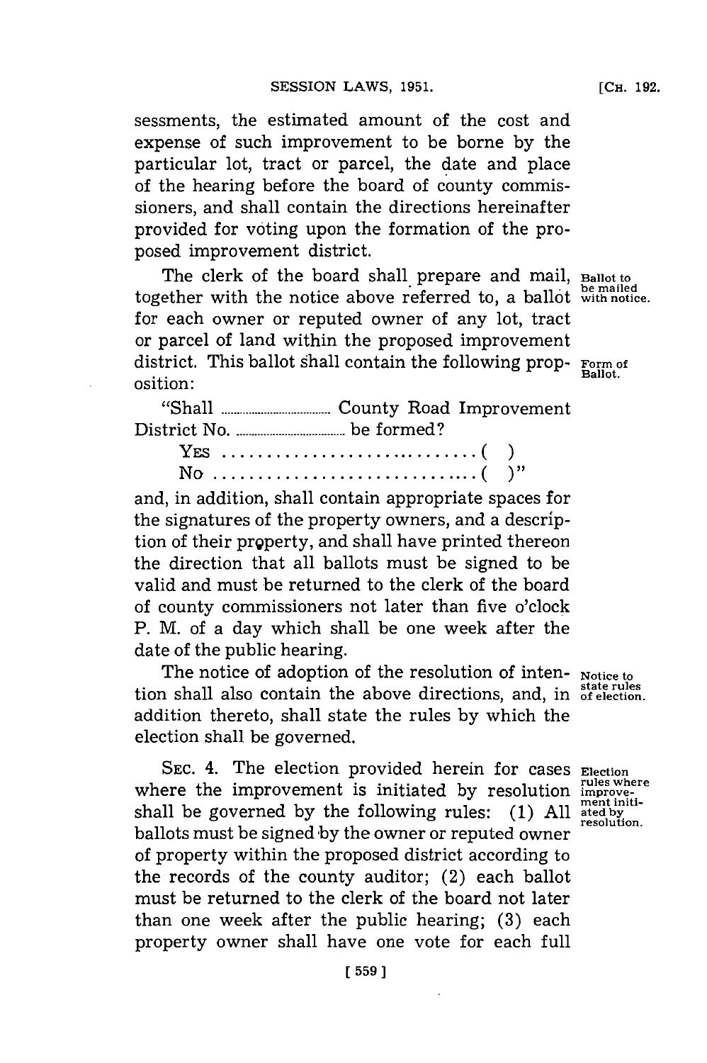sessments, the estimated amount of the cost and expense of such improvement to be borne by the particular lot, tract or parcel, the date and place of the hearing before the board of county commissioners, and shall contain the directions hereinafter provided for voting upon the formation of the proposed improvement district.

**Ballot to be mailed with notice.** The clerk of the board shall prepare and mail, together with the notice above referred to, a ballot for each owner or reputed owner of any lot, tract or parcel of land within the proposed improvement district. This ballot shall contain the following proposition:

**Form of Ballot.**

"Shall ................................ County Road Improvement District No. ................................ be formed?

YES ............................... ( )

NO ............................... ( )"

and, in addition, shall contain appropriate spaces for the signatures of the property owners, and a description of their property, and shall have printed thereon the direction that all ballots must be signed to be valid and must be returned to the clerk of the board of county commissioners not later than five o'clock P. M. of a day which shall be one week after the date of the public hearing.

**Notice to state rules of election.** The notice of adoption of the resolution of intention shall also contain the above directions, and, in addition thereto, shall state the rules by which the election shall be governed.

**Election rules where improvement initiated by resolution.** SEC. 4. The election provided herein for cases where the improvement is initiated by resolution shall be governed by the following rules: (1) All ballots must be signed by the owner or reputed owner of property within the proposed district according to the records of the county auditor; (2) each ballot must be returned to the clerk of the board not later than one week after the public hearing; (3) each property owner shall have one vote for each full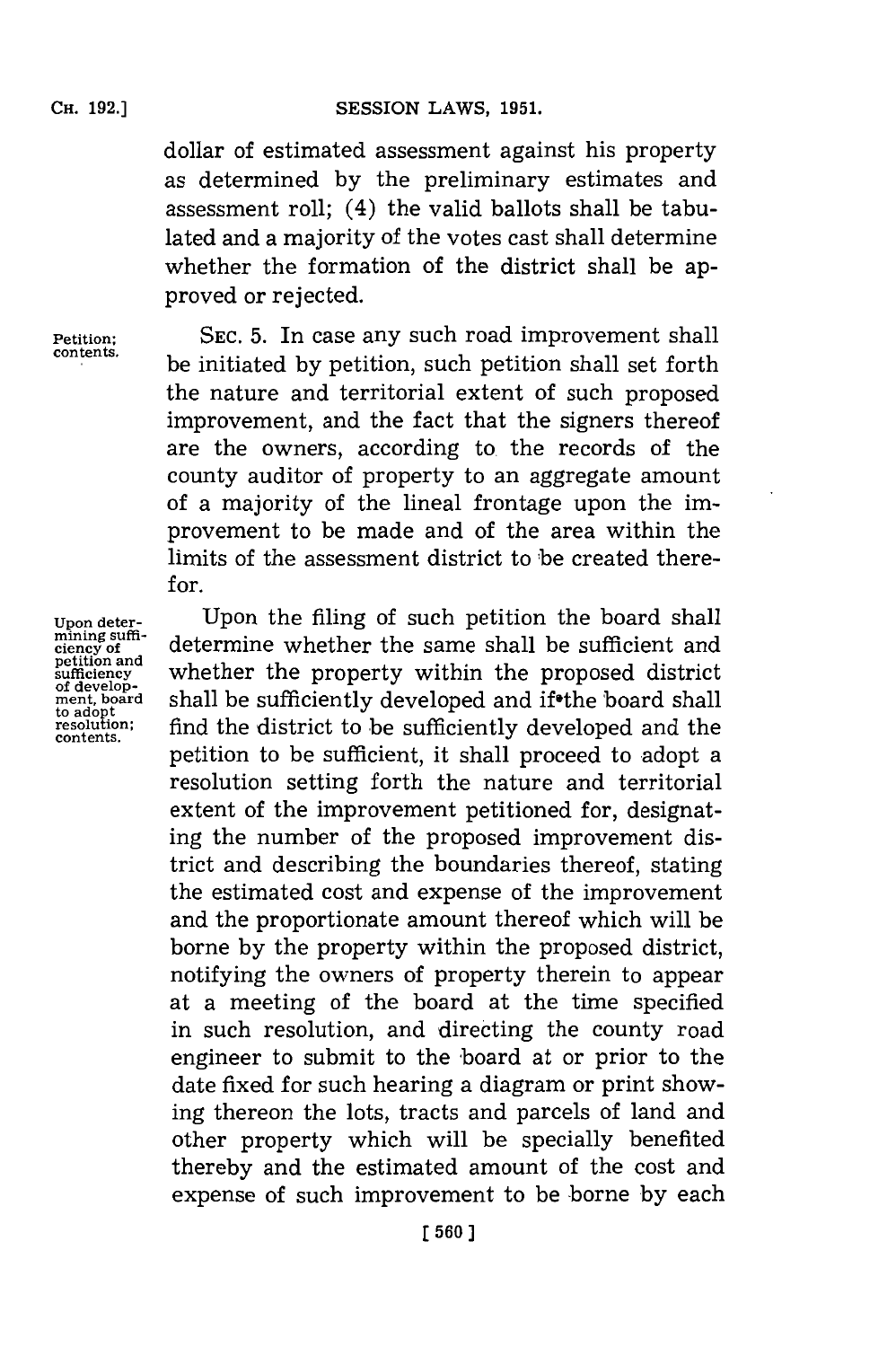dollar of estimated assessment against his property as determined by the preliminary estimates and assessment roll; (4) the valid ballots shall be tabulated and a majority of the votes cast shall determine whether the formation of the district shall be approved or rejected.

Petition; contents.

SEC. 5. In case any such road improvement shall be initiated by petition, such petition shall set forth the nature and territorial extent of such proposed improvement, and the fact that the signers thereof are the owners, according to the records of the county auditor of property to an aggregate amount of a majority of the lineal frontage upon the improvement to be made and of the area within the limits of the assessment district to be created therefor.

Upon determining sufficiency of petition and sufficiency of development, board to adopt resolution; contents.

Upon the filing of such petition the board shall determine whether the same shall be sufficient and whether the property within the proposed district shall be sufficiently developed and if the board shall find the district to be sufficiently developed and the petition to be sufficient, it shall proceed to adopt a resolution setting forth the nature and territorial extent of the improvement petitioned for, designating the number of the proposed improvement district and describing the boundaries thereof, stating the estimated cost and expense of the improvement and the proportionate amount thereof which will be borne by the property within the proposed district, notifying the owners of property therein to appear at a meeting of the board at the time specified in such resolution, and directing the county road engineer to submit to the board at or prior to the date fixed for such hearing a diagram or print showing thereon the lots, tracts and parcels of land and other property which will be specially benefited thereby and the estimated amount of the cost and expense of such improvement to be borne by each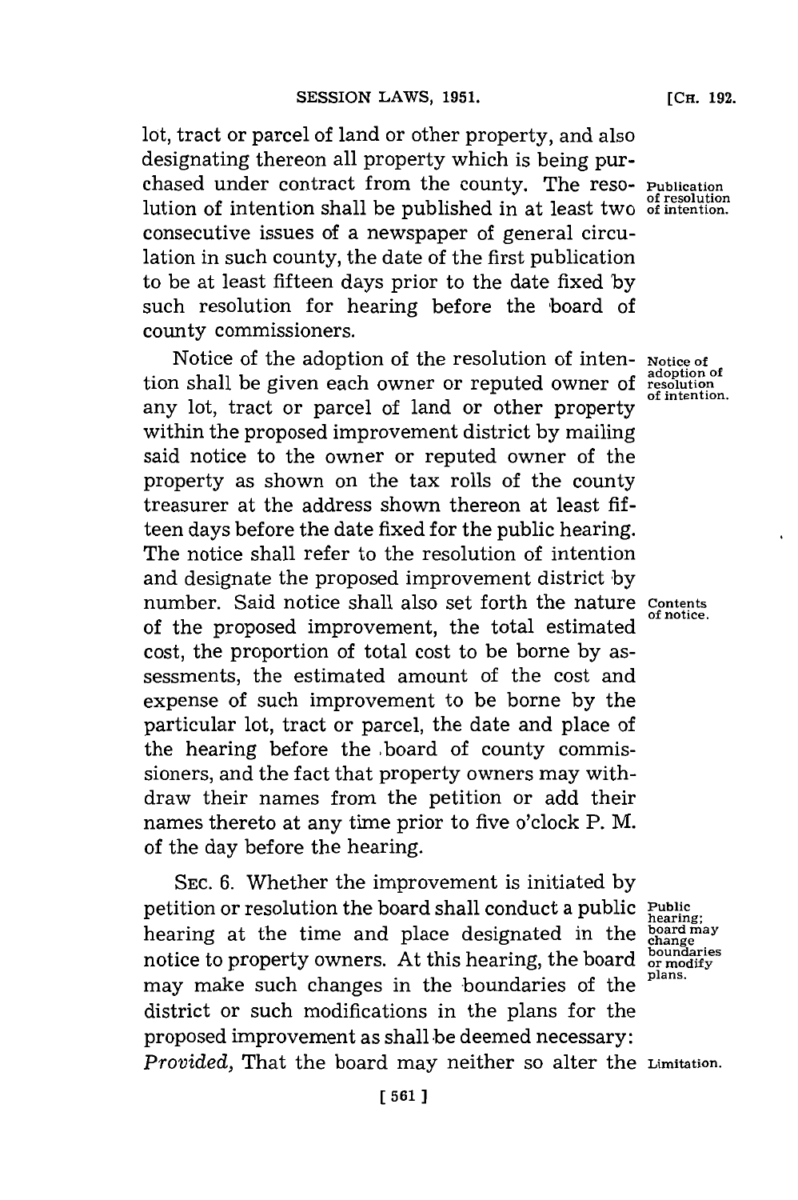lot, tract or parcel of land or other property, and also designating thereon all property which is being purchased under contract from the county. The resolution of intention shall be published in at least two consecutive issues of a newspaper of general circulation in such county, the date of the first publication to be at least fifteen days prior to the date fixed by such resolution for hearing before the board of county commissioners.

Publication of resolution of intention.

Notice of the adoption of the resolution of intention shall be given each owner or reputed owner of any lot, tract or parcel of land or other property within the proposed improvement district by mailing said notice to the owner or reputed owner of the property as shown on the tax rolls of the county treasurer at the address shown thereon at least fifteen days before the date fixed for the public hearing. The notice shall refer to the resolution of intention and designate the proposed improvement district by number. Said notice shall also set forth the nature of the proposed improvement, the total estimated cost, the proportion of total cost to be borne by assessments, the estimated amount of the cost and expense of such improvement to be borne by the particular lot, tract or parcel, the date and place of the hearing before the board of county commissioners, and the fact that property owners may withdraw their names from the petition or add their names thereto at any time prior to five o'clock P. M. of the day before the hearing.

Notice of adoption of resolution of intention.

Contents of notice.

SEC. 6. Whether the improvement is initiated by petition or resolution the board shall conduct a public hearing at the time and place designated in the notice to property owners. At this hearing, the board may make such changes in the boundaries of the district or such modifications in the plans for the proposed improvement as shall be deemed necessary: *Provided*, That the board may neither so alter the

Public hearing; board may change boundaries or modify plans.

Limitation.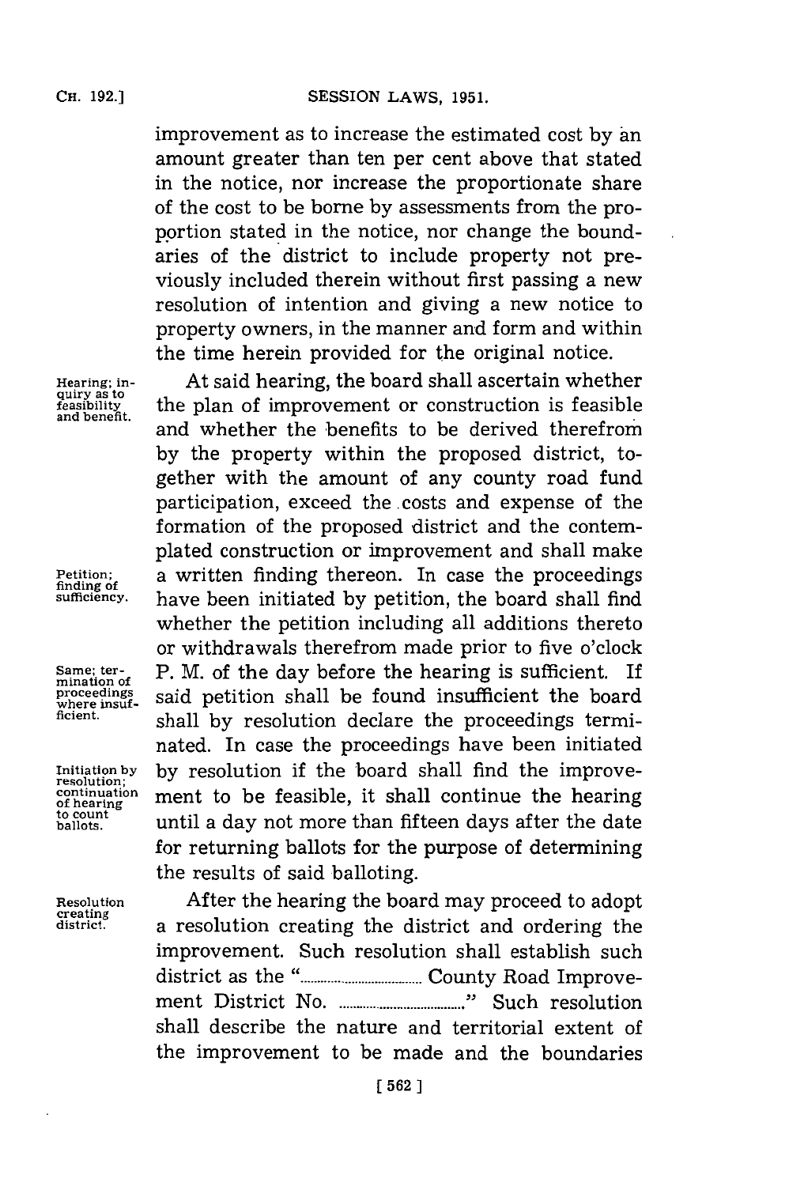improvement as to increase the estimated cost by an amount greater than ten per cent above that stated in the notice, nor increase the proportionate share of the cost to be borne by assessments from the proportion stated in the notice, nor change the boundaries of the district to include property not previously included therein without first passing a new resolution of intention and giving a new notice to property owners, in the manner and form and within the time herein provided for the original notice.

*Hearing; inquiry as to feasibility and benefit.*

At said hearing, the board shall ascertain whether the plan of improvement or construction is feasible and whether the benefits to be derived therefrom by the property within the proposed district, together with the amount of any county road fund participation, exceed the costs and expense of the formation of the proposed district and the contemplated construction or improvement and shall make a written finding thereon.

*Petition; finding of sufficiency.*

In case the proceedings have been initiated by petition, the board shall find whether the petition including all additions thereto or withdrawals therefrom made prior to five o'clock P. M. of the day before the hearing is sufficient.

*Same; termination of proceedings where insufficient.*

If said petition shall be found insufficient the board shall by resolution declare the proceedings terminated.

*Initiation by resolution; continuation of hearing to count ballots.*

In case the proceedings have been initiated by resolution if the board shall find the improvement to be feasible, it shall continue the hearing until a day not more than fifteen days after the date for returning ballots for the purpose of determining the results of said balloting.

*Resolution creating district.*

After the hearing the board may proceed to adopt a resolution creating the district and ordering the improvement. Such resolution shall establish such district as the "................................ County Road Improvement District No. ................................" Such resolution shall describe the nature and territorial extent of the improvement to be made and the boundaries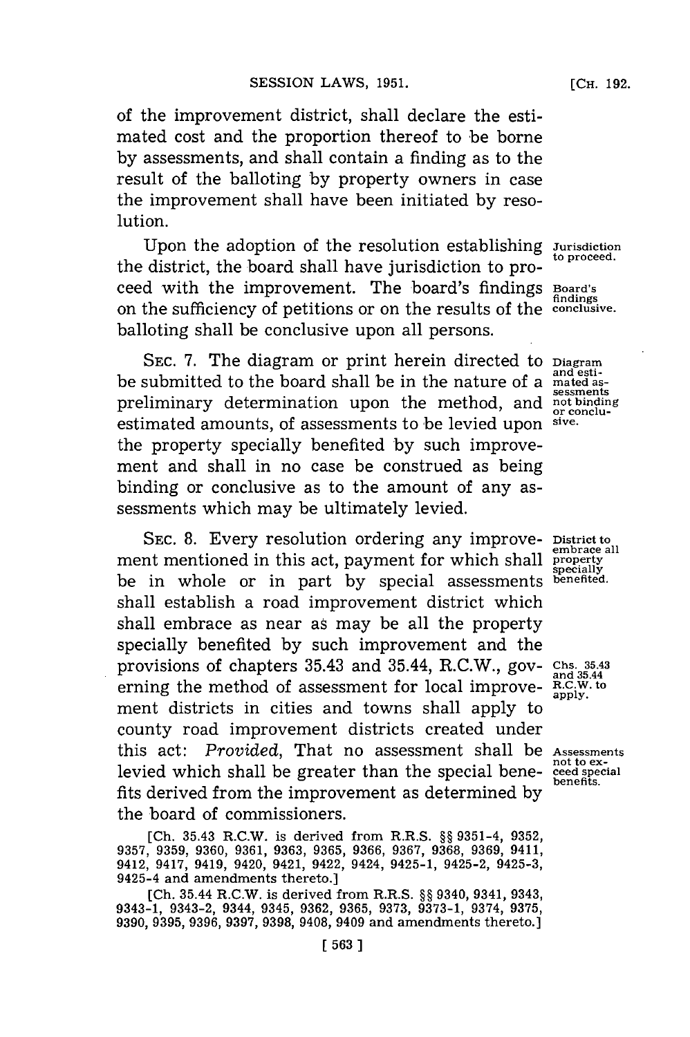of the improvement district, shall declare the estimated cost and the proportion thereof to be borne by assessments, and shall contain a finding as to the result of the balloting by property owners in case the improvement shall have been initiated by resolution.

Upon the adoption of the resolution establishing the district, the board shall have jurisdiction to proceed with the improvement. The board's findings on the sufficiency of petitions or on the results of the balloting shall be conclusive upon all persons.

Jurisdiction to proceed.

Board's findings conclusive.

SEC. 7. The diagram or print herein directed to be submitted to the board shall be in the nature of a preliminary determination upon the method, and estimated amounts, of assessments to be levied upon the property specially benefited by such improvement and shall in no case be construed as being binding or conclusive as to the amount of any assessments which may be ultimately levied.

Diagram and estimated assessments not binding or conclusive.

SEC. 8. Every resolution ordering any improvement mentioned in this act, payment for which shall be in whole or in part by special assessments shall establish a road improvement district which shall embrace as near as may be all the property specially benefited by such improvement and the provisions of chapters 35.43 and 35.44, R.C.W., governing the method of assessment for local improvement districts in cities and towns shall apply to county road improvement districts created under this act: *Provided*, That no assessment shall be levied which shall be greater than the special benefits derived from the improvement as determined by the board of commissioners.

District to embrace all property specially benefited.

Chs. 35.43 and 35.44 R.C.W. to apply.

Assessments not to exceed special benefits.

[Ch. 35.43 R.C.W. is derived from R.R.S. §§ 9351-4, 9352, 9357, 9359, 9360, 9361, 9363, 9365, 9366, 9367, 9368, 9369, 9411, 9412, 9417, 9419, 9420, 9421, 9422, 9424, 9425-1, 9425-2, 9425-3, 9425-4 and amendments thereto.]

[Ch. 35.44 R.C.W. is derived from R.R.S. §§ 9340, 9341, 9343, 9343-1, 9343-2, 9344, 9345, 9362, 9365, 9373, 9373-1, 9374, 9375, 9390, 9395, 9396, 9397, 9398, 9408, 9409 and amendments thereto.]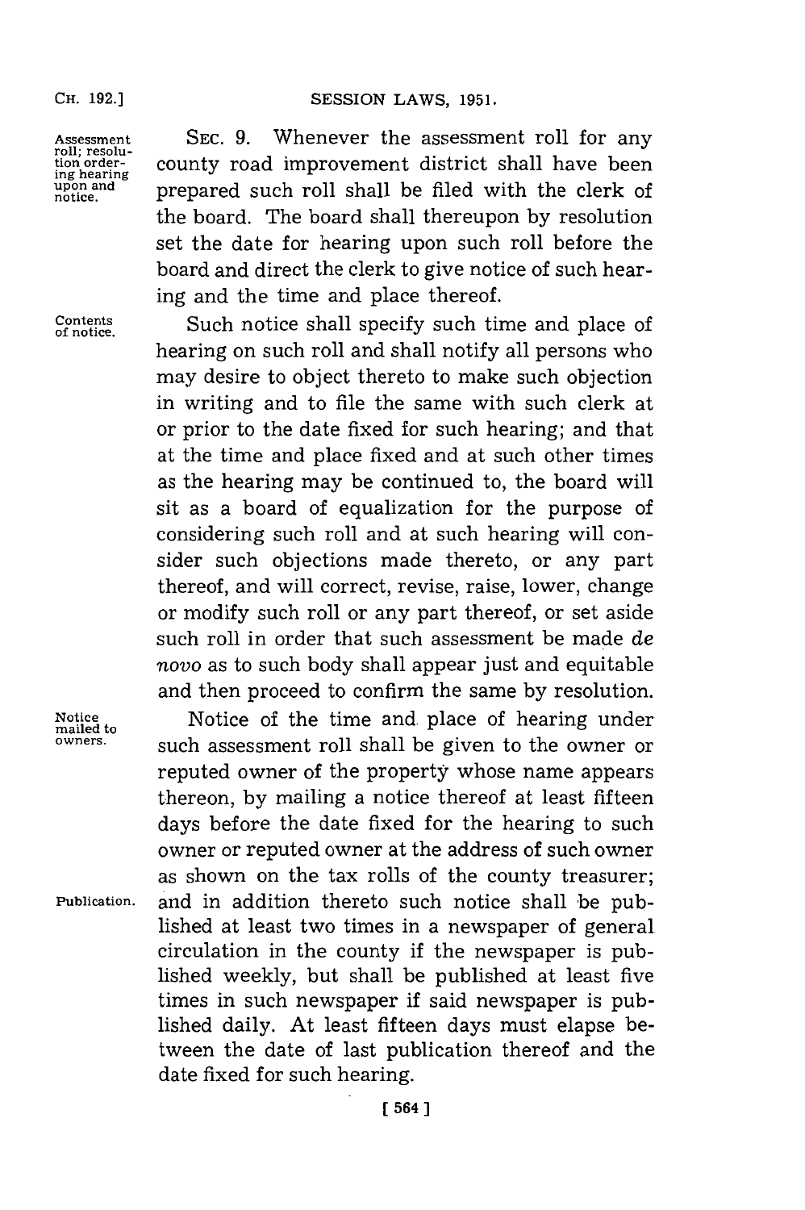Assessment roll; resolution ordering hearing upon and notice.

SEC. 9. Whenever the assessment roll for any county road improvement district shall have been prepared such roll shall be filed with the clerk of the board. The board shall thereupon by resolution set the date for hearing upon such roll before the board and direct the clerk to give notice of such hearing and the time and place thereof.

Contents of notice.

Such notice shall specify such time and place of hearing on such roll and shall notify all persons who may desire to object thereto to make such objection in writing and to file the same with such clerk at or prior to the date fixed for such hearing; and that at the time and place fixed and at such other times as the hearing may be continued to, the board will sit as a board of equalization for the purpose of considering such roll and at such hearing will consider such objections made thereto, or any part thereof, and will correct, revise, raise, lower, change or modify such roll or any part thereof, or set aside such roll in order that such assessment be made *de novo* as to such body shall appear just and equitable and then proceed to confirm the same by resolution.

Notice mailed to owners.

Notice of the time and place of hearing under such assessment roll shall be given to the owner or reputed owner of the property whose name appears thereon, by mailing a notice thereof at least fifteen days before the date fixed for the hearing to such owner or reputed owner at the address of such owner as shown on the tax rolls of the county treasurer;

Publication.

and in addition thereto such notice shall be published at least two times in a newspaper of general circulation in the county if the newspaper is published weekly, but shall be published at least five times in such newspaper if said newspaper is published daily. At least fifteen days must elapse between the date of last publication thereof and the date fixed for such hearing.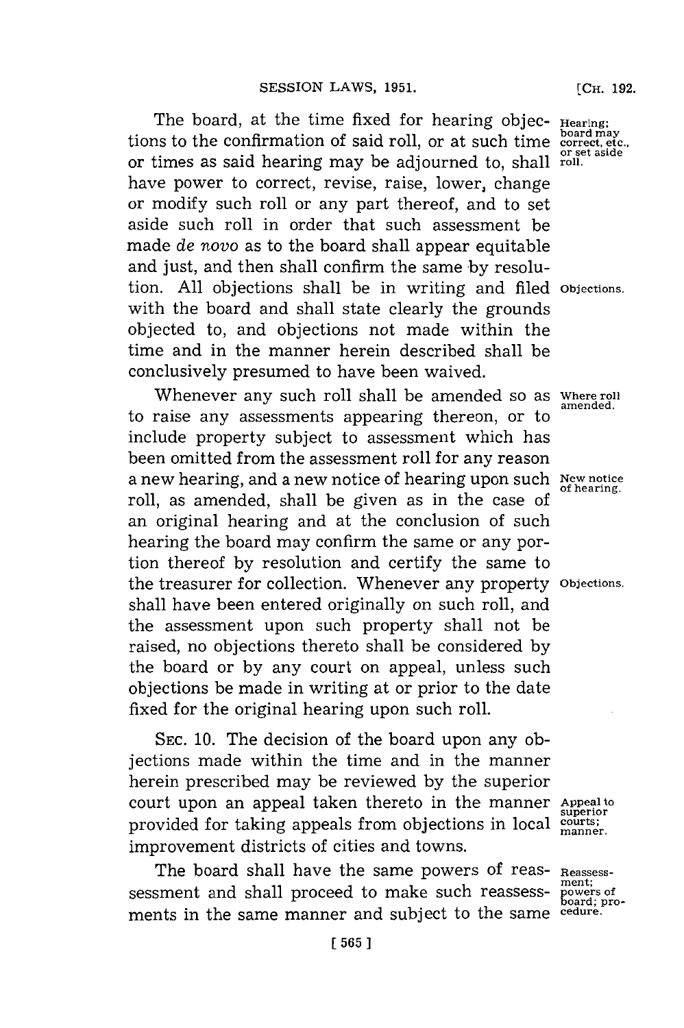The board, at the time fixed for hearing objections to the confirmation of said roll, or at such time or times as said hearing may be adjourned to, shall have power to correct, revise, raise, lower, change or modify such roll or any part thereof, and to set aside such roll in order that such assessment be made *de novo* as to the board shall appear equitable and just, and then shall confirm the same by resolution. All objections shall be in writing and filed with the board and shall state clearly the grounds objected to, and objections not made within the time and in the manner herein described shall be conclusively presumed to have been waived.

Hearing; board may correct, etc., or set aside roll.

Objections.

Whenever any such roll shall be amended so as to raise any assessments appearing thereon, or to include property subject to assessment which has been omitted from the assessment roll for any reason a new hearing, and a new notice of hearing upon such roll, as amended, shall be given as in the case of an original hearing and at the conclusion of such hearing the board may confirm the same or any portion thereof by resolution and certify the same to the treasurer for collection. Whenever any property shall have been entered originally on such roll, and the assessment upon such property shall not be raised, no objections thereto shall be considered by the board or by any court on appeal, unless such objections be made in writing at or prior to the date fixed for the original hearing upon such roll.

Where roll amended.

New notice of hearing.

Objections.

SEC. 10. The decision of the board upon any objections made within the time and in the manner herein prescribed may be reviewed by the superior court upon an appeal taken thereto in the manner provided for taking appeals from objections in local improvement districts of cities and towns.

Appeal to superior courts; manner.

The board shall have the same powers of reassessment and shall proceed to make such reassessments in the same manner and subject to the same

Reassessment; powers of board; procedure.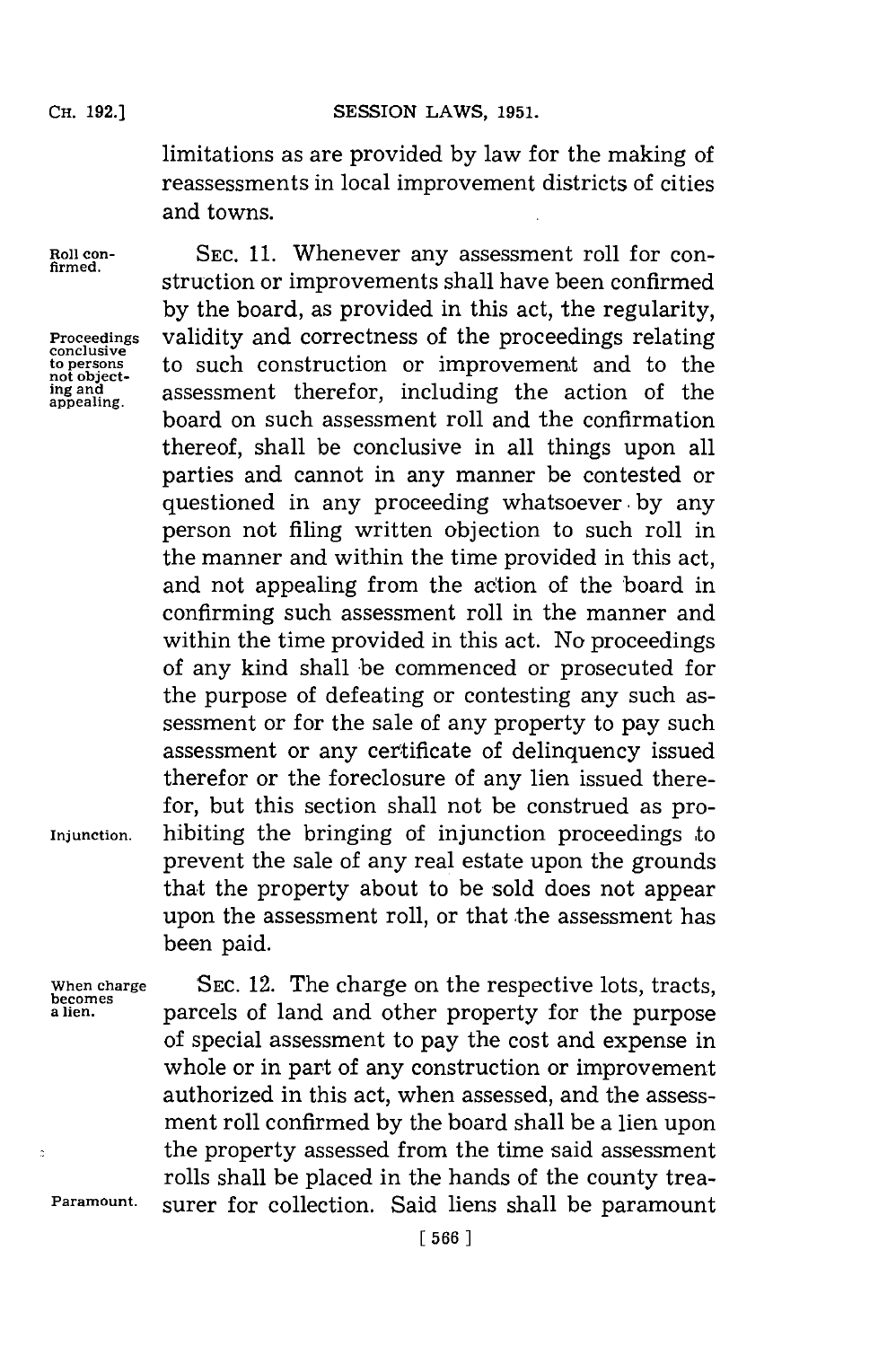limitations as are provided by law for the making of reassessments in local improvement districts of cities and towns.

Roll confirmed.

SEC. 11. Whenever any assessment roll for construction or improvements shall have been confirmed by the board, as provided in this act, the regularity, validity and correctness of the proceedings relating to such construction or improvement and to the assessment therefor, including the action of the board on such assessment roll and the confirmation thereof, shall be conclusive in all things upon all parties and cannot in any manner be contested or questioned in any proceeding whatsoever by any person not filing written objection to such roll in the manner and within the time provided in this act, and not appealing from the action of the board in confirming such assessment roll in the manner and within the time provided in this act. No proceedings of any kind shall be commenced or prosecuted for the purpose of defeating or contesting any such assessment or for the sale of any property to pay such assessment or any certificate of delinquency issued therefor or the foreclosure of any lien issued therefor, but this section shall not be construed as prohibiting the bringing of injunction proceedings to prevent the sale of any real estate upon the grounds that the property about to be sold does not appear upon the assessment roll, or that the assessment has been paid.

Proceedings conclusive to persons not objecting and appealing.

Injunction.

When charge becomes a lien.

SEC. 12. The charge on the respective lots, tracts, parcels of land and other property for the purpose of special assessment to pay the cost and expense in whole or in part of any construction or improvement authorized in this act, when assessed, and the assessment roll confirmed by the board shall be a lien upon the property assessed from the time said assessment rolls shall be placed in the hands of the county treasurer for collection. Said liens shall be paramount

Paramount.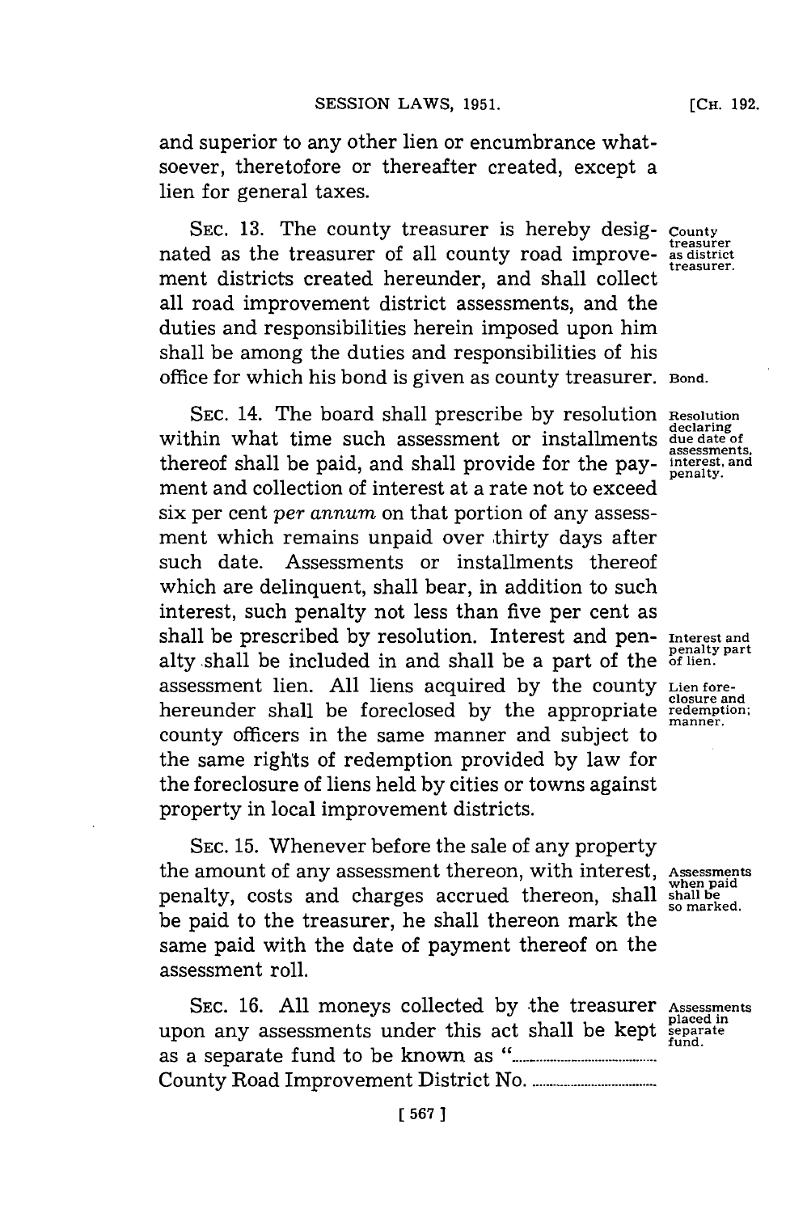and superior to any other lien or encumbrance whatsoever, theretofore or thereafter created, except a lien for general taxes.

SEC. 13. The county treasurer is hereby designated as the treasurer of all county road improvement districts created hereunder, and shall collect all road improvement district assessments, and the duties and responsibilities herein imposed upon him shall be among the duties and responsibilities of his office for which his bond is given as county treasurer.

*County treasurer as district treasurer.*

*Bond.*

SEC. 14. The board shall prescribe by resolution within what time such assessment or installments thereof shall be paid, and shall provide for the payment and collection of interest at a rate not to exceed six per cent *per annum* on that portion of any assessment which remains unpaid over thirty days after such date. Assessments or installments thereof which are delinquent, shall bear, in addition to such interest, such penalty not less than five per cent as shall be prescribed by resolution. Interest and penalty shall be included in and shall be a part of the assessment lien. All liens acquired by the county hereunder shall be foreclosed by the appropriate county officers in the same manner and subject to the same rights of redemption provided by law for the foreclosure of liens held by cities or towns against property in local improvement districts.

*Resolution declaring due date of assessments, interest, and penalty.*

*Interest and penalty part of lien.*

*Lien foreclosure and redemption; manner.*

SEC. 15. Whenever before the sale of any property the amount of any assessment thereon, with interest, penalty, costs and charges accrued thereon, shall be paid to the treasurer, he shall thereon mark the same paid with the date of payment thereof on the assessment roll.

*Assessments when paid shall be so marked.*

SEC. 16. All moneys collected by the treasurer upon any assessments under this act shall be kept as a separate fund to be known as "........................ County Road Improvement District No. ........................

*Assessments placed in separate fund.*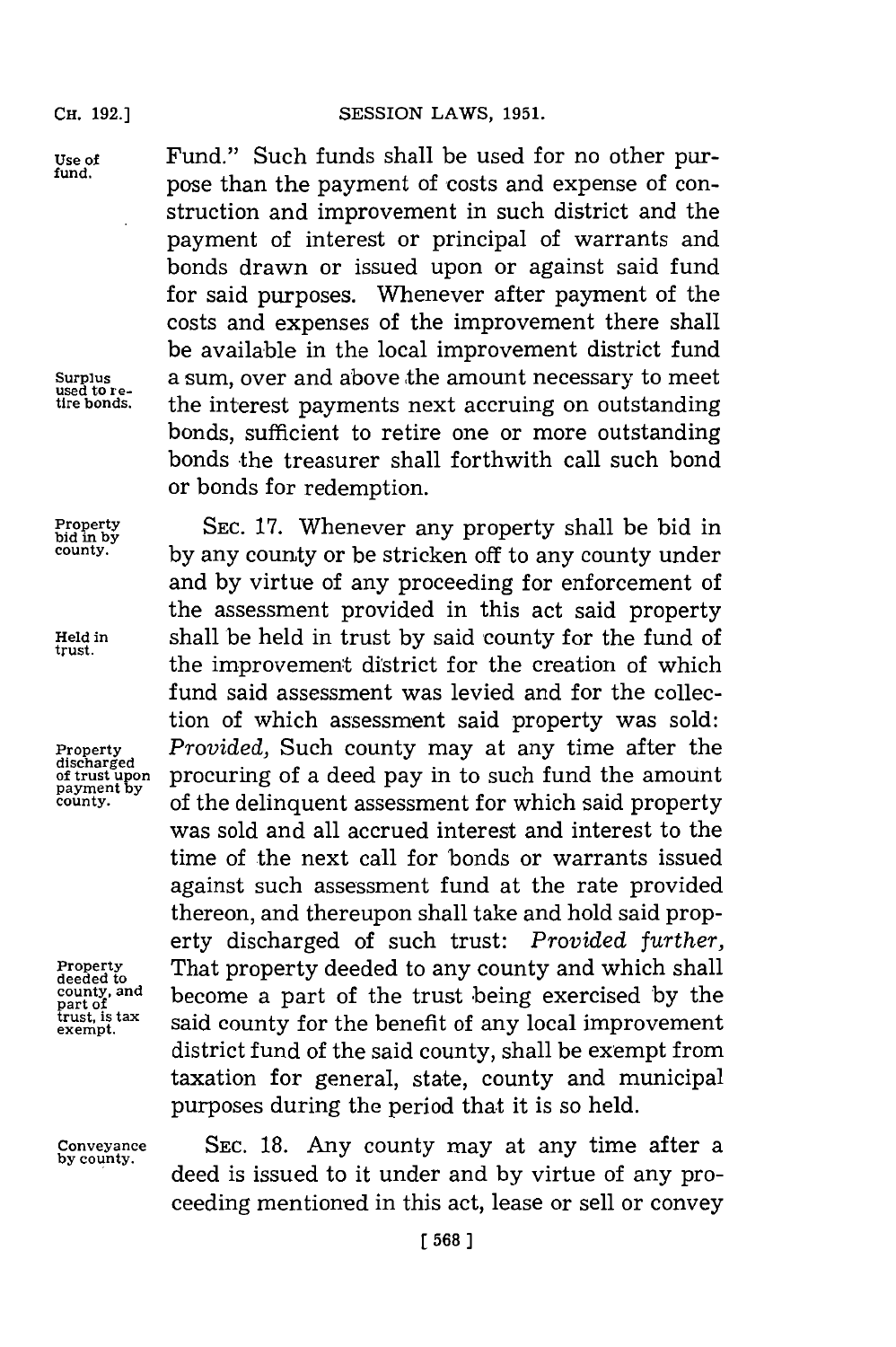Fund." Such funds shall be used for no other purpose than the payment of costs and expense of construction and improvement in such district and the payment of interest or principal of warrants and bonds drawn or issued upon or against said fund for said purposes. Whenever after payment of the costs and expenses of the improvement there shall be available in the local improvement district fund a sum, over and above the amount necessary to meet the interest payments next accruing on outstanding bonds, sufficient to retire one or more outstanding bonds the treasurer shall forthwith call such bond or bonds for redemption.

Use of fund.

Surplus used to retire bonds.

SEC. 17. Whenever any property shall be bid in by any county or be stricken off to any county under and by virtue of any proceeding for enforcement of the assessment provided in this act said property shall be held in trust by said county for the fund of the improvement district for the creation of which fund said assessment was levied and for the collection of which assessment said property was sold: *Provided,* Such county may at any time after the procuring of a deed pay in to such fund the amount of the delinquent assessment for which said property was sold and all accrued interest and interest to the time of the next call for bonds or warrants issued against such assessment fund at the rate provided thereon, and thereupon shall take and hold said property discharged of such trust: *Provided further,* That property deeded to any county and which shall become a part of the trust being exercised by the said county for the benefit of any local improvement district fund of the said county, shall be exempt from taxation for general, state, county and municipal purposes during the period that it is so held.

Property bid in by county.

Held in trust.

Property discharged of trust upon payment by county.

Property deeded to county, and part of trust, is tax exempt.

SEC. 18. Any county may at any time after a deed is issued to it under and by virtue of any proceeding mentioned in this act, lease or sell or convey

Conveyance by county.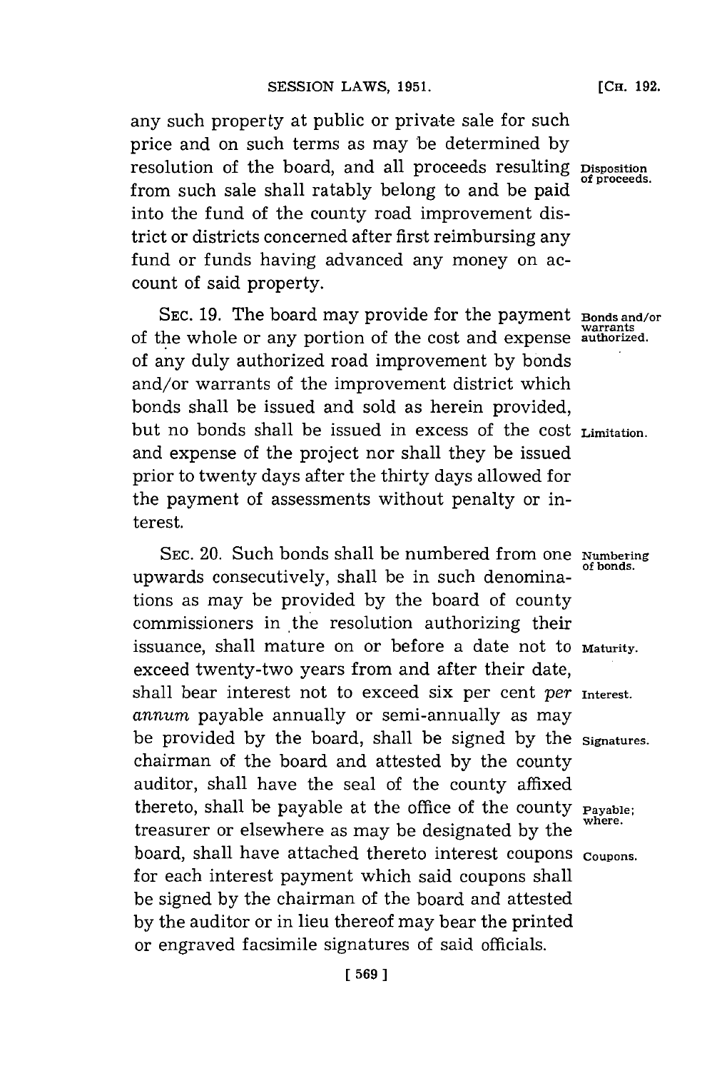any such property at public or private sale for such price and on such terms as may be determined by resolution of the board, and all proceeds resulting from such sale shall ratably belong to and be paid into the fund of the county road improvement district or districts concerned after first reimbursing any fund or funds having advanced any money on account of said property.

Disposition of proceeds.

SEC. 19. The board may provide for the payment of the whole or any portion of the cost and expense of any duly authorized road improvement by bonds and/or warrants of the improvement district which bonds shall be issued and sold as herein provided, but no bonds shall be issued in excess of the cost and expense of the project nor shall they be issued prior to twenty days after the thirty days allowed for the payment of assessments without penalty or interest.

Bonds and/or warrants authorized.

Limitation.

SEC. 20. Such bonds shall be numbered from one upwards consecutively, shall be in such denominations as may be provided by the board of county commissioners in the resolution authorizing their issuance, shall mature on or before a date not to exceed twenty-two years from and after their date, shall bear interest not to exceed six per cent *per annum* payable annually or semi-annually as may be provided by the board, shall be signed by the chairman of the board and attested by the county auditor, shall have the seal of the county affixed thereto, shall be payable at the office of the county treasurer or elsewhere as may be designated by the board, shall have attached thereto interest coupons for each interest payment which said coupons shall be signed by the chairman of the board and attested by the auditor or in lieu thereof may bear the printed or engraved facsimile signatures of said officials.

Numbering of bonds.

Maturity.

Interest.

Signatures.

Payable; where.

Coupons.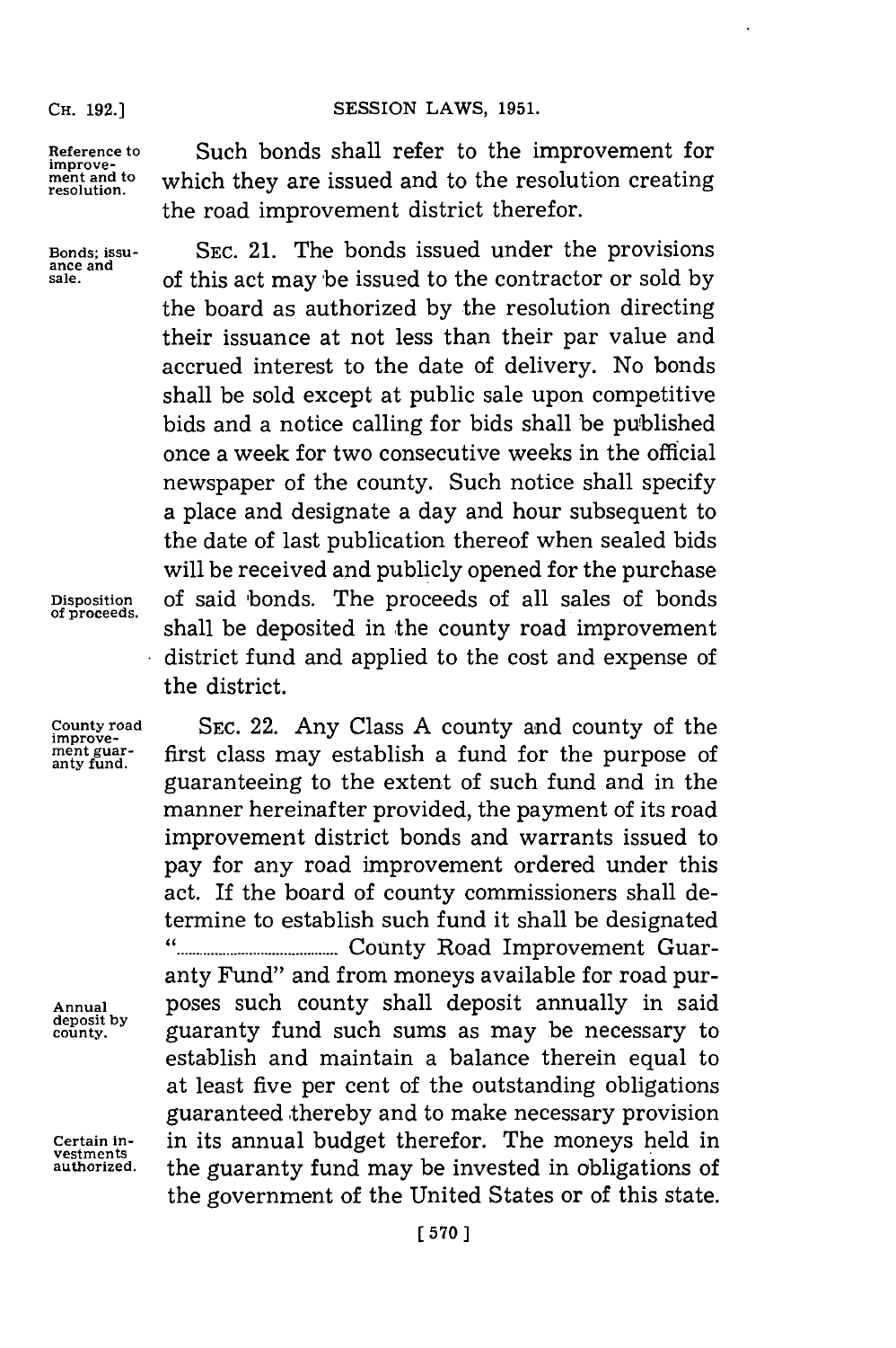Reference to improvement and to resolution. Such bonds shall refer to the improvement for which they are issued and to the resolution creating the road improvement district therefor.

Bonds; issuance and sale. SEC. 21. The bonds issued under the provisions of this act may be issued to the contractor or sold by the board as authorized by the resolution directing their issuance at not less than their par value and accrued interest to the date of delivery. No bonds shall be sold except at public sale upon competitive bids and a notice calling for bids shall be published once a week for two consecutive weeks in the official newspaper of the county. Such notice shall specify a place and designate a day and hour subsequent to the date of last publication thereof when sealed bids will be received and publicly opened for the purchase of said bonds. Disposition of proceeds. The proceeds of all sales of bonds shall be deposited in the county road improvement district fund and applied to the cost and expense of the district.

County road improvement guaranty fund. SEC. 22. Any Class A county and county of the first class may establish a fund for the purpose of guaranteeing to the extent of such fund and in the manner hereinafter provided, the payment of its road improvement district bonds and warrants issued to pay for any road improvement ordered under this act. If the board of county commissioners shall determine to establish such fund it shall be designated "........................ County Road Improvement Guaranty Fund" and from moneys available for road purposes such county shall deposit annually in said guaranty fund such sums as may be necessary to establish and maintain a balance therein equal to at least five per cent of the outstanding obligations guaranteed thereby and to make necessary provision in its annual budget therefor. Annual deposit by county. Certain investments authorized. The moneys held in the guaranty fund may be invested in obligations of the government of the United States or of this state.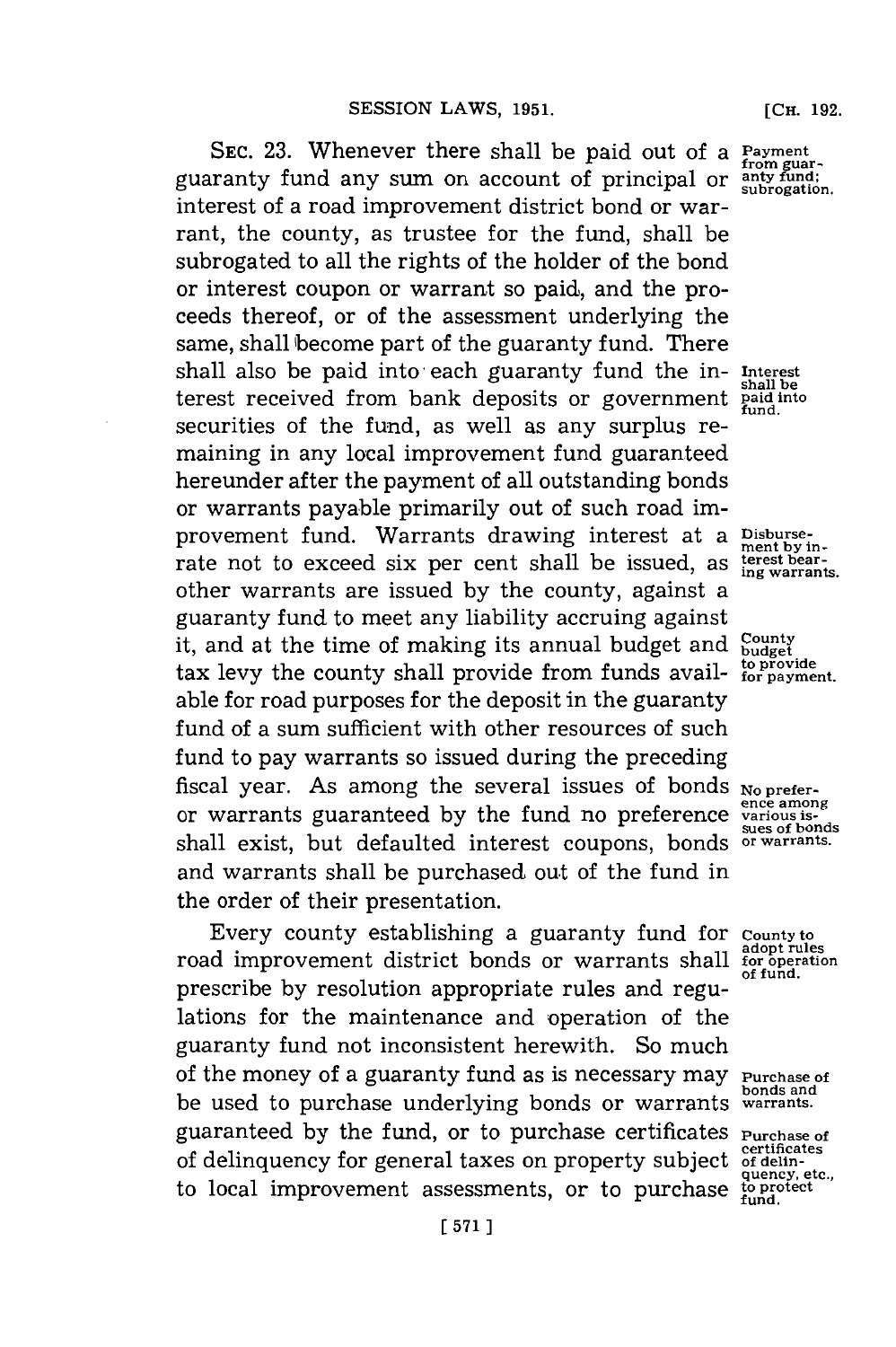SEC. 23. Whenever there shall be paid out of a guaranty fund any sum on account of principal or interest of a road improvement district bond or warrant, the county, as trustee for the fund, shall be subrogated to all the rights of the holder of the bond or interest coupon or warrant so paid, and the proceeds thereof, or of the assessment underlying the same, shall become part of the guaranty fund. There shall also be paid into each guaranty fund the interest received from bank deposits or government securities of the fund, as well as any surplus remaining in any local improvement fund guaranteed hereunder after the payment of all outstanding bonds or warrants payable primarily out of such road improvement fund. Warrants drawing interest at a rate not to exceed six per cent shall be issued, as other warrants are issued by the county, against a guaranty fund to meet any liability accruing against it, and at the time of making its annual budget and tax levy the county shall provide from funds available for road purposes for the deposit in the guaranty fund of a sum sufficient with other resources of such fund to pay warrants so issued during the preceding fiscal year. As among the several issues of bonds or warrants guaranteed by the fund no preference shall exist, but defaulted interest coupons, bonds and warrants shall be purchased out of the fund in the order of their presentation.

*Payment from guaranty fund; subrogation.*

*Interest shall be paid into fund.*

*Disbursement by interest bearing warrants.*

*County budget to provide for payment.*

*No preference among various issues of bonds or warrants.*

Every county establishing a guaranty fund for road improvement district bonds or warrants shall prescribe by resolution appropriate rules and regulations for the maintenance and operation of the guaranty fund not inconsistent herewith. So much of the money of a guaranty fund as is necessary may be used to purchase underlying bonds or warrants guaranteed by the fund, or to purchase certificates of delinquency for general taxes on property subject to local improvement assessments, or to purchase

*County to adopt rules for operation of fund.*

*Purchase of bonds and warrants.*

*Purchase of certificates of delinquency, etc., to protect fund.*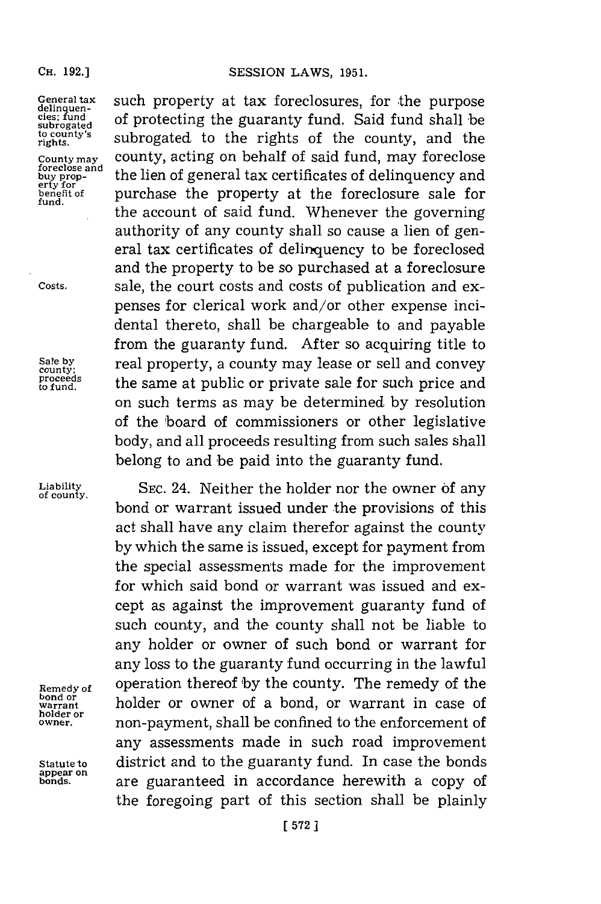General tax delinquencies; fund subrogated to county's rights.

County may foreclose and buy property for benefit of fund.

such property at tax foreclosures, for the purpose of protecting the guaranty fund. Said fund shall be subrogated to the rights of the county, and the county, acting on behalf of said fund, may foreclose the lien of general tax certificates of delinquency and purchase the property at the foreclosure sale for the account of said fund. Whenever the governing authority of any county shall so cause a lien of general tax certificates of delinquency to be foreclosed and the property to be so purchased at a foreclosure sale, the court costs and costs of publication and expenses for clerical work and/or other expense incidental thereto, shall be chargeable to and payable from the guaranty fund. After so acquiring title to real property, a county may lease or sell and convey the same at public or private sale for such price and on such terms as may be determined by resolution of the board of commissioners or other legislative body, and all proceeds resulting from such sales shall belong to and be paid into the guaranty fund.

Costs.

Sale by county; proceeds to fund.

Liability of county.

SEC. 24. Neither the holder nor the owner of any bond or warrant issued under the provisions of this act shall have any claim therefor against the county by which the same is issued, except for payment from the special assessments made for the improvement for which said bond or warrant was issued and except as against the improvement guaranty fund of such county, and the county shall not be liable to any holder or owner of such bond or warrant for any loss to the guaranty fund occurring in the lawful operation thereof by the county. The remedy of the holder or owner of a bond, or warrant in case of non-payment, shall be confined to the enforcement of any assessments made in such road improvement district and to the guaranty fund. In case the bonds are guaranteed in accordance herewith a copy of the foregoing part of this section shall be plainly

Remedy of bond or warrant holder or owner.

Statute to appear on bonds.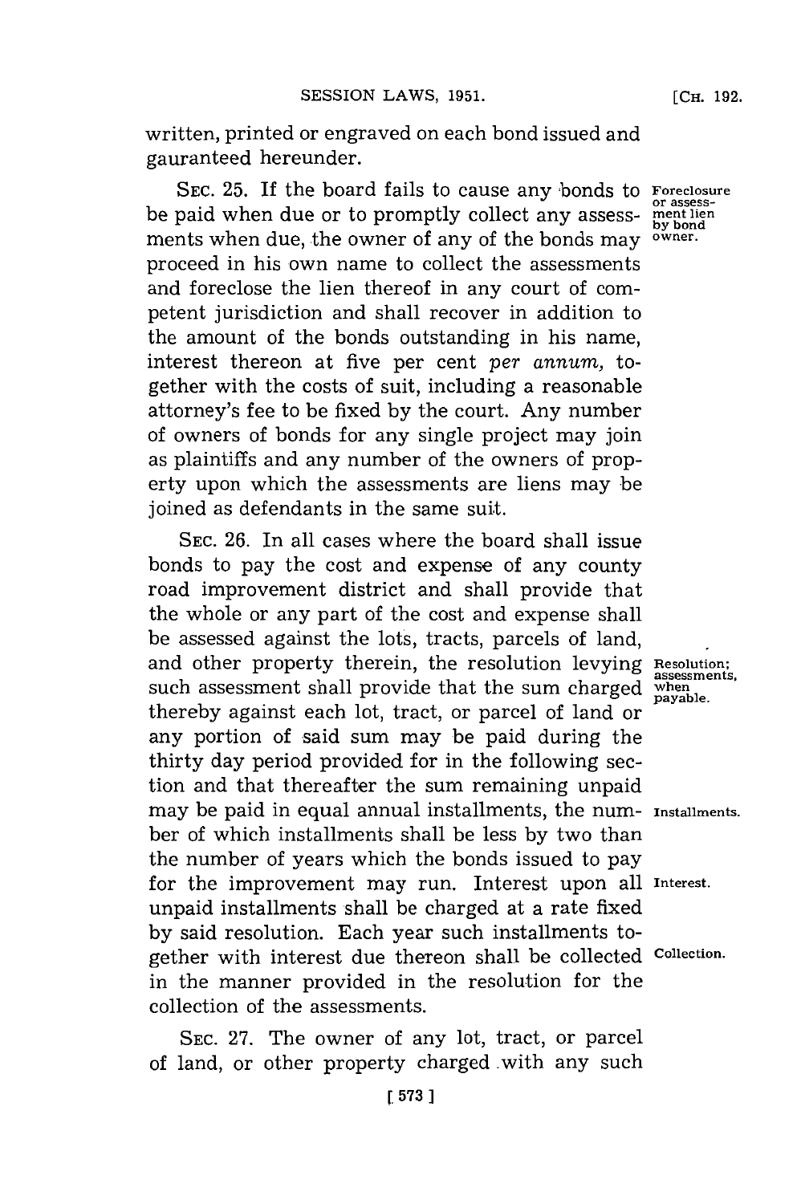written, printed or engraved on each bond issued and gauranteed hereunder.

SEC. 25. If the board fails to cause any bonds to be paid when due or to promptly collect any assessments when due, the owner of any of the bonds may proceed in his own name to collect the assessments and foreclose the lien thereof in any court of competent jurisdiction and shall recover in addition to the amount of the bonds outstanding in his name, interest thereon at five per cent *per annum*, together with the costs of suit, including a reasonable attorney's fee to be fixed by the court. Any number of owners of bonds for any single project may join as plaintiffs and any number of the owners of property upon which the assessments are liens may be joined as defendants in the same suit.

*Foreclosure or assessment lien by bond owner.*

SEC. 26. In all cases where the board shall issue bonds to pay the cost and expense of any county road improvement district and shall provide that the whole or any part of the cost and expense shall be assessed against the lots, tracts, parcels of land, and other property therein, the resolution levying such assessment shall provide that the sum charged thereby against each lot, tract, or parcel of land or any portion of said sum may be paid during the thirty day period provided for in the following section and that thereafter the sum remaining unpaid may be paid in equal annual installments, the number of which installments shall be less by two than the number of years which the bonds issued to pay for the improvement may run. Interest upon all unpaid installments shall be charged at a rate fixed by said resolution. Each year such installments together with interest due thereon shall be collected in the manner provided in the resolution for the collection of the assessments.

*Resolution; assessments, when payable.*

*Installments.*

*Interest.*

*Collection.*

SEC. 27. The owner of any lot, tract, or parcel of land, or other property charged with any such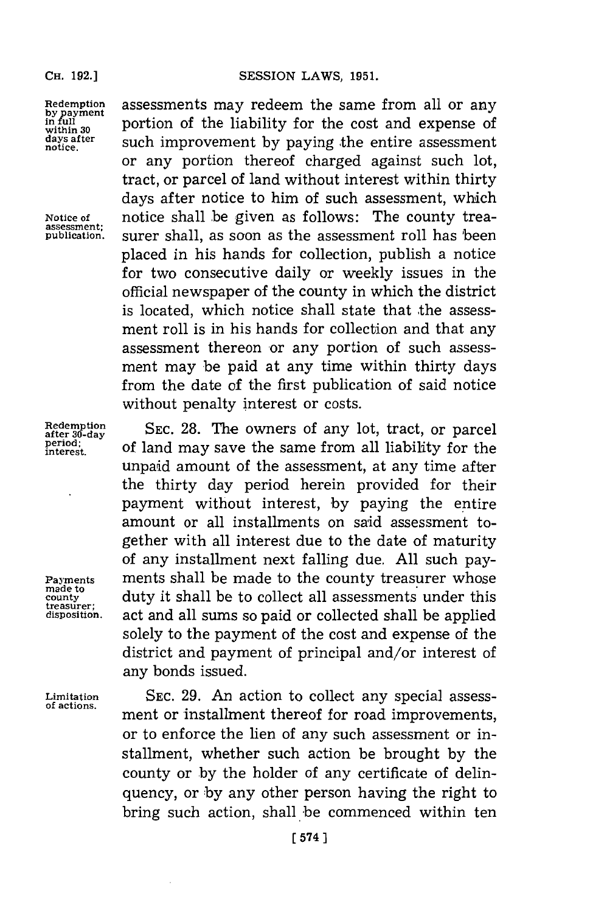assessments may redeem the same from all or any portion of the liability for the cost and expense of such improvement by paying the entire assessment or any portion thereof charged against such lot, tract, or parcel of land without interest within thirty days after notice to him of such assessment, which notice shall be given as follows: The county treasurer shall, as soon as the assessment roll has been placed in his hands for collection, publish a notice for two consecutive daily or weekly issues in the official newspaper of the county in which the district is located, which notice shall state that the assessment roll is in his hands for collection and that any assessment thereon or any portion of such assessment may be paid at any time within thirty days from the date of the first publication of said notice without penalty interest or costs.

*Redemption by payment in full within 30 days after notice.*

*Notice of assessment; publication.*

SEC. 28. The owners of any lot, tract, or parcel of land may save the same from all liability for the unpaid amount of the assessment, at any time after the thirty day period herein provided for their payment without interest, by paying the entire amount or all installments on said assessment together with all interest due to the date of maturity of any installment next falling due. All such payments shall be made to the county treasurer whose duty it shall be to collect all assessments under this act and all sums so paid or collected shall be applied solely to the payment of the cost and expense of the district and payment of principal and/or interest of any bonds issued.

*Redemption after 30-day period; interest.*

*Payments made to county treasurer; disposition.*

SEC. 29. An action to collect any special assessment or installment thereof for road improvements, or to enforce the lien of any such assessment or installment, whether such action be brought by the county or by the holder of any certificate of delinquency, or by any other person having the right to bring such action, shall be commenced within ten

*Limitation of actions.*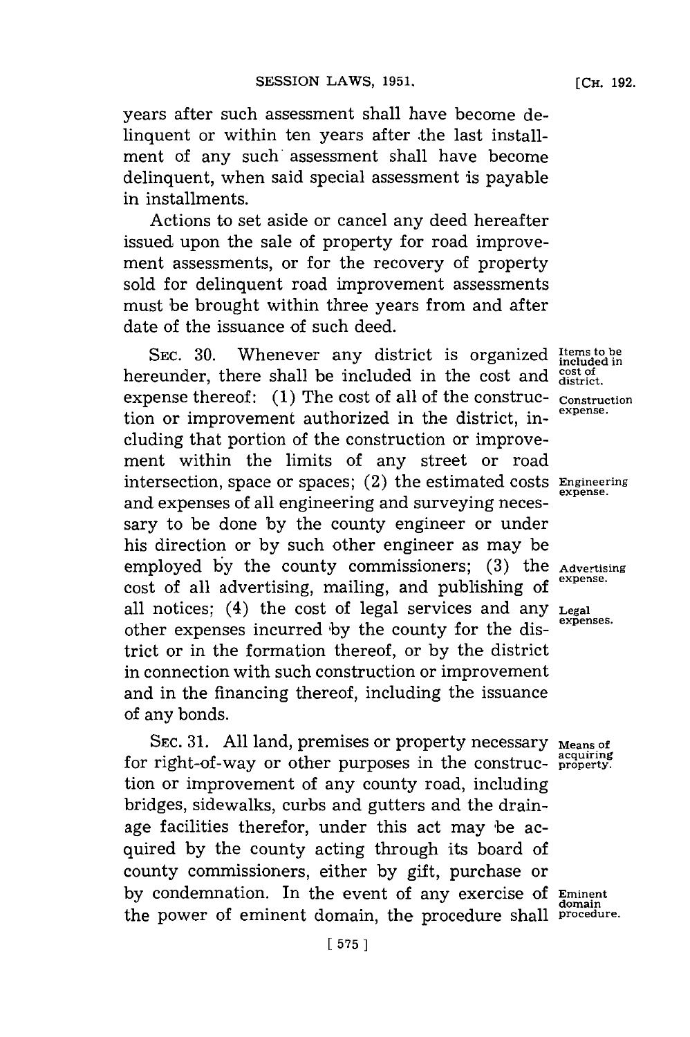years after such assessment shall have become delinquent or within ten years after the last installment of any such assessment shall have become delinquent, when said special assessment is payable in installments.

Actions to set aside or cancel any deed hereafter issued upon the sale of property for road improvement assessments, or for the recovery of property sold for delinquent road improvement assessments must be brought within three years from and after date of the issuance of such deed.

SEC. 30. Whenever any district is organized hereunder, there shall be included in the cost and expense thereof: (1) The cost of all of the construction or improvement authorized in the district, including that portion of the construction or improvement within the limits of any street or road intersection, space or spaces; (2) the estimated costs and expenses of all engineering and surveying necessary to be done by the county engineer or under his direction or by such other engineer as may be employed by the county commissioners; (3) the cost of all advertising, mailing, and publishing of all notices; (4) the cost of legal services and any other expenses incurred by the county for the district or in the formation thereof, or by the district in connection with such construction or improvement and in the financing thereof, including the issuance of any bonds.

*Items to be included in cost of district.*

*Construction expense.*

*Engineering expense.*

*Advertising expense.*

*Legal expenses.*

SEC. 31. All land, premises or property necessary for right-of-way or other purposes in the construction or improvement of any county road, including bridges, sidewalks, curbs and gutters and the drainage facilities therefor, under this act may be acquired by the county acting through its board of county commissioners, either by gift, purchase or by condemnation. In the event of any exercise of the power of eminent domain, the procedure shall

*Means of acquiring property.*

*Eminent domain procedure.*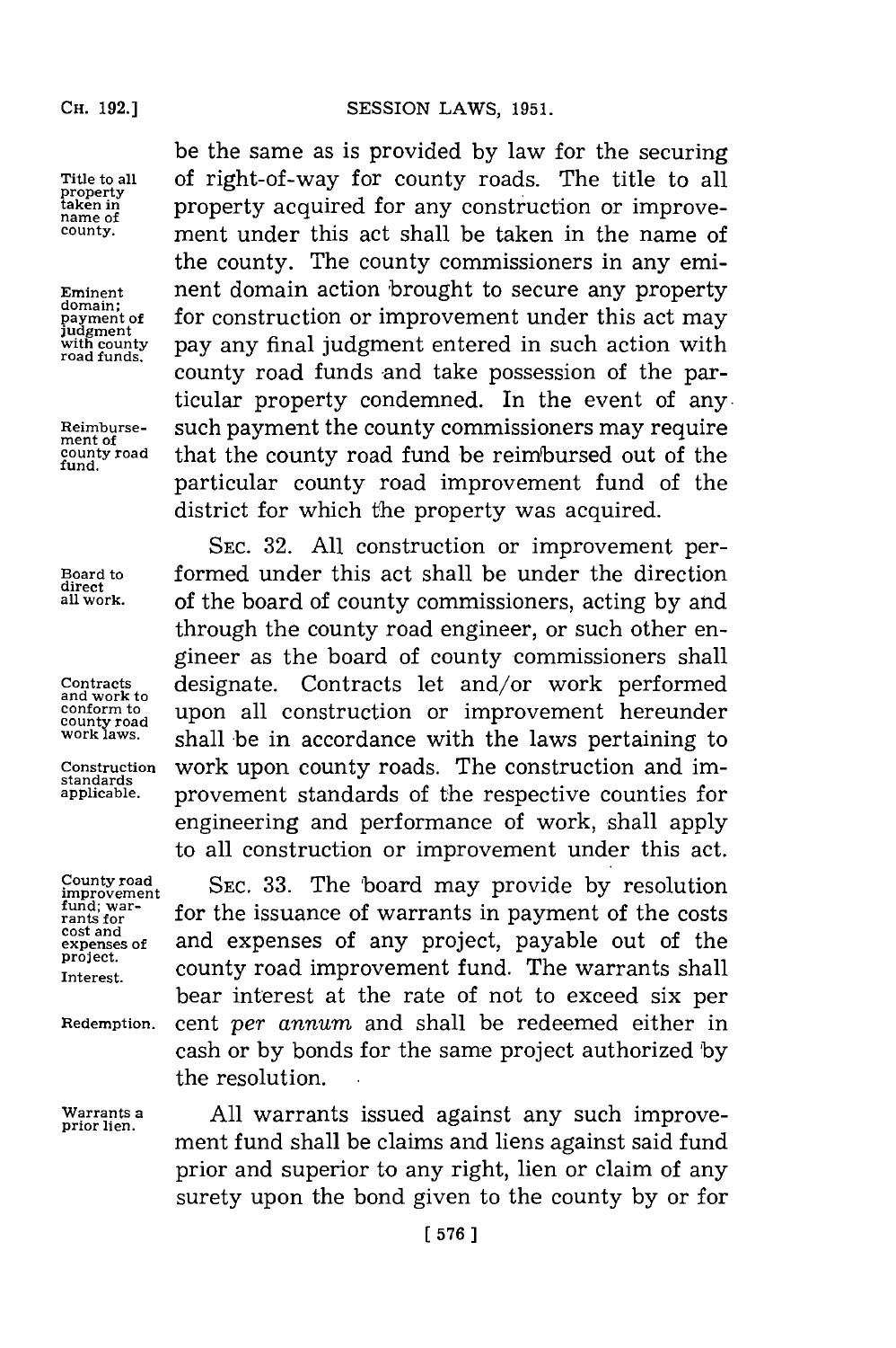be the same as is provided by law for the securing of right-of-way for county roads. The title to all property acquired for any construction or improvement under this act shall be taken in the name of the county. The county commissioners in any eminent domain action brought to secure any property for construction or improvement under this act may pay any final judgment entered in such action with county road funds and take possession of the particular property condemned. In the event of any such payment the county commissioners may require that the county road fund be reimbursed out of the particular county road improvement fund of the district for which the property was acquired.

Title to all property taken in name of county.

Eminent domain; payment of judgment with county road funds.

Reimbursement of county road fund.

SEC. 32. All construction or improvement performed under this act shall be under the direction of the board of county commissioners, acting by and through the county road engineer, or such other engineer as the board of county commissioners shall designate. Contracts let and/or work performed upon all construction or improvement hereunder shall be in accordance with the laws pertaining to work upon county roads. The construction and improvement standards of the respective counties for engineering and performance of work, shall apply to all construction or improvement under this act.

Board to direct all work.

Contracts and work to conform to county road work laws.

Construction standards applicable.

SEC. 33. The board may provide by resolution for the issuance of warrants in payment of the costs and expenses of any project, payable out of the county road improvement fund. The warrants shall bear interest at the rate of not to exceed six per cent *per annum* and shall be redeemed either in cash or by bonds for the same project authorized by the resolution.

County road improvement fund; warrants for cost and expenses of project.

Interest.

Redemption.

All warrants issued against any such improvement fund shall be claims and liens against said fund prior and superior to any right, lien or claim of any surety upon the bond given to the county by or for

Warrants a prior lien.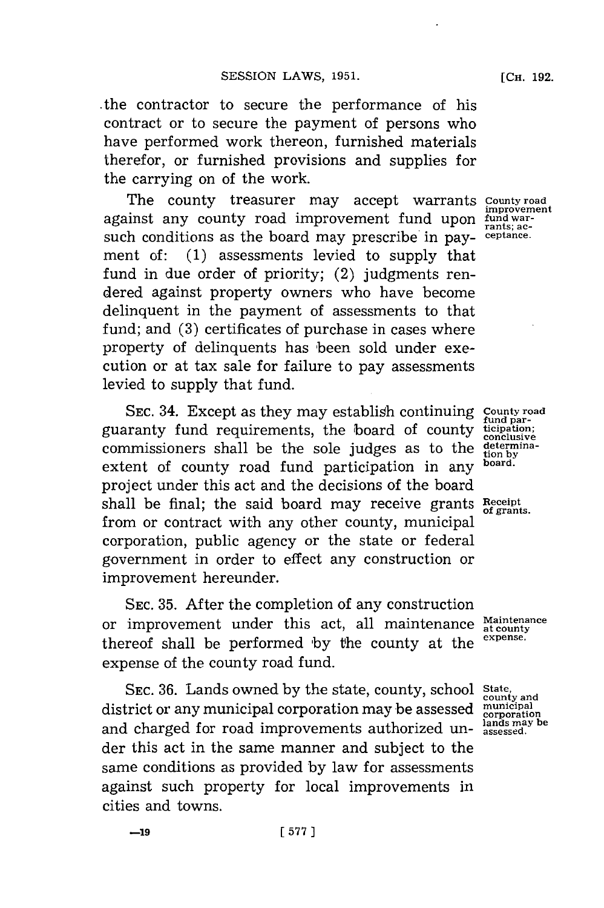the contractor to secure the performance of his contract or to secure the payment of persons who have performed work thereon, furnished materials therefor, or furnished provisions and supplies for the carrying on of the work.

County road improvement fund warrants; acceptance.

The county treasurer may accept warrants against any county road improvement fund upon such conditions as the board may prescribe in payment of: (1) assessments levied to supply that fund in due order of priority; (2) judgments rendered against property owners who have become delinquent in the payment of assessments to that fund; and (3) certificates of purchase in cases where property of delinquents has been sold under execution or at tax sale for failure to pay assessments levied to supply that fund.

County road fund participation; conclusive determination by board.

SEC. 34. Except as they may establish continuing guaranty fund requirements, the board of county commissioners shall be the sole judges as to the extent of county road fund participation in any project under this act and the decisions of the board shall be final; the said board may receive grants from or contract with any other county, municipal corporation, public agency or the state or federal government in order to effect any construction or improvement hereunder.

Receipt of grants.

Maintenance at county expense.

SEC. 35. After the completion of any construction or improvement under this act, all maintenance thereof shall be performed by the county at the expense of the county road fund.

State, county and municipal corporation lands may be assessed.

SEC. 36. Lands owned by the state, county, school district or any municipal corporation may be assessed and charged for road improvements authorized under this act in the same manner and subject to the same conditions as provided by law for assessments against such property for local improvements in cities and towns.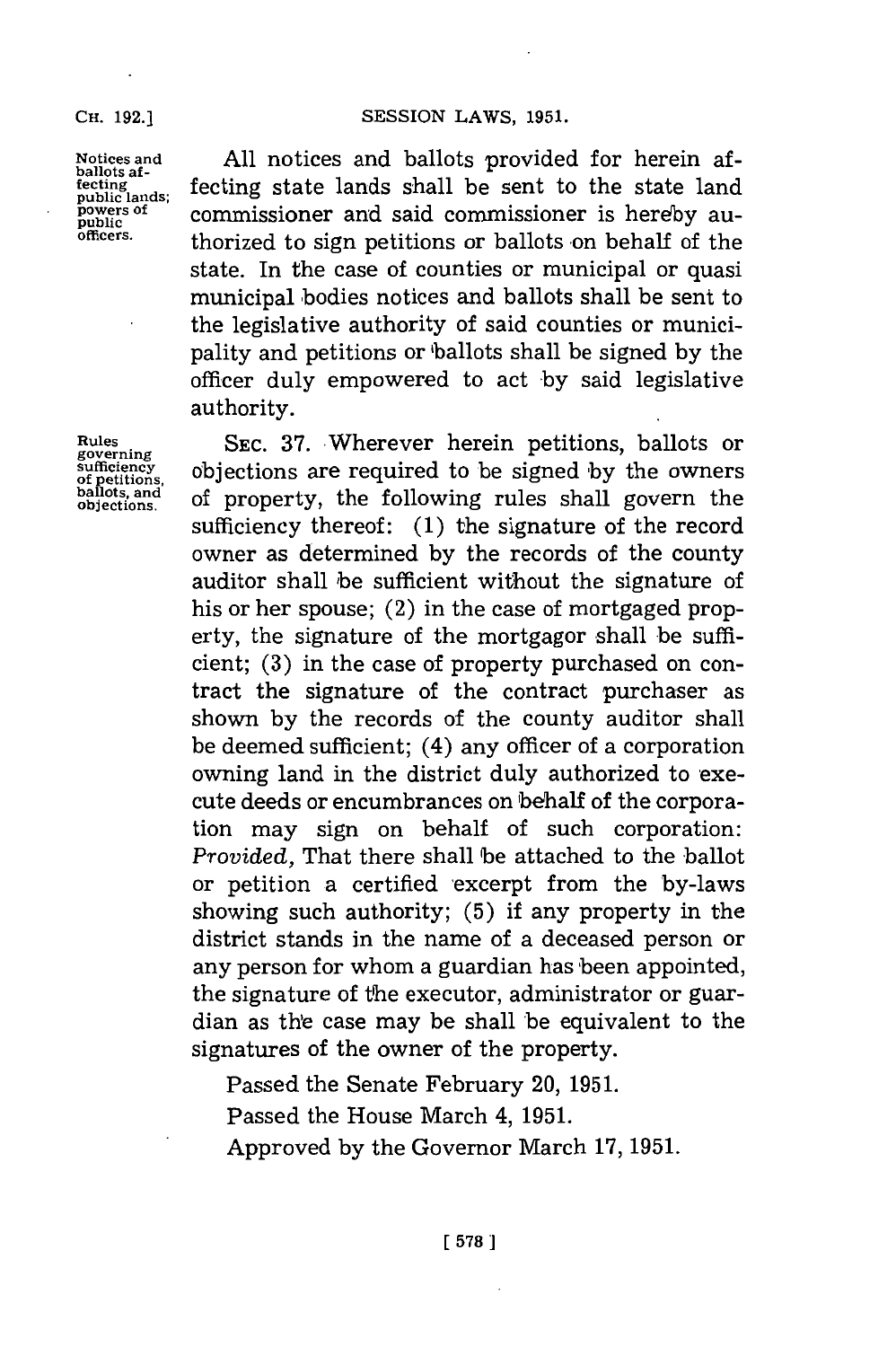Notices and ballots affecting public lands; powers of public officers.

All notices and ballots provided for herein affecting state lands shall be sent to the state land commissioner and said commissioner is hereby authorized to sign petitions or ballots on behalf of the state. In the case of counties or municipal or quasi municipal bodies notices and ballots shall be sent to the legislative authority of said counties or municipality and petitions or ballots shall be signed by the officer duly empowered to act by said legislative authority.

Rules governing sufficiency of petitions, ballots, and objections.

SEC. 37. Wherever herein petitions, ballots or objections are required to be signed by the owners of property, the following rules shall govern the sufficiency thereof: (1) the signature of the record owner as determined by the records of the county auditor shall be sufficient without the signature of his or her spouse; (2) in the case of mortgaged property, the signature of the mortgagor shall be sufficient; (3) in the case of property purchased on contract the signature of the contract purchaser as shown by the records of the county auditor shall be deemed sufficient; (4) any officer of a corporation owning land in the district duly authorized to execute deeds or encumbrances on behalf of the corporation may sign on behalf of such corporation: *Provided,* That there shall be attached to the ballot or petition a certified excerpt from the by-laws showing such authority; (5) if any property in the district stands in the name of a deceased person or any person for whom a guardian has been appointed, the signature of the executor, administrator or guardian as the case may be shall be equivalent to the signatures of the owner of the property.

Passed the Senate February 20, 1951.

Passed the House March 4, 1951.

Approved by the Governor March 17, 1951.